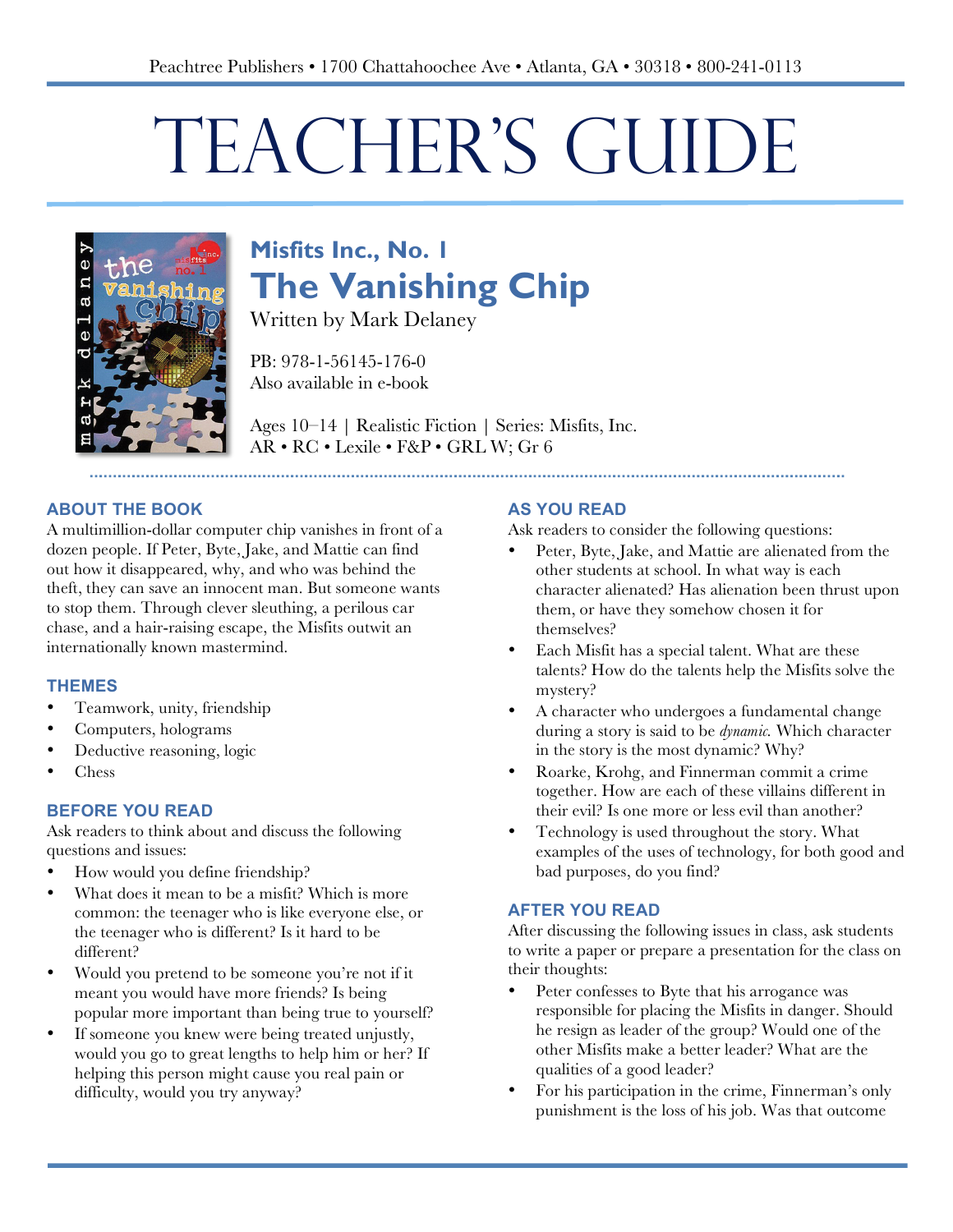Peachtree Publishers • 1700 Chattahoochee Ave • Atlanta, GA • 30318 • 800-241-0113

# TEACHER'S GUIDE

## Misfits Inc., No. 1
## The Vanishing Chip

Written by Mark Delaney

PB: 978-1-56145-176-0
Also available in e-book

Ages 10–14 | Realistic Fiction | Series: Misfits, Inc.
AR • RC • Lexile • F&P • GRL W; Gr 6

### ABOUT THE BOOK

A multimillion-dollar computer chip vanishes in front of a dozen people. If Peter, Byte, Jake, and Mattie can find out how it disappeared, why, and who was behind the theft, they can save an innocent man. But someone wants to stop them. Through clever sleuthing, a perilous car chase, and a hair-raising escape, the Misfits outwit an internationally known mastermind.

### THEMES

- Teamwork, unity, friendship
- Computers, holograms
- Deductive reasoning, logic
- Chess

### BEFORE YOU READ

Ask readers to think about and discuss the following questions and issues:

- How would you define friendship?
- What does it mean to be a misfit? Which is more common: the teenager who is like everyone else, or the teenager who is different? Is it hard to be different?
- Would you pretend to be someone you're not if it meant you would have more friends? Is being popular more important than being true to yourself?
- If someone you knew were being treated unjustly, would you go to great lengths to help him or her? If helping this person might cause you real pain or difficulty, would you try anyway?

### AS YOU READ

Ask readers to consider the following questions:

- Peter, Byte, Jake, and Mattie are alienated from the other students at school. In what way is each character alienated? Has alienation been thrust upon them, or have they somehow chosen it for themselves?
- Each Misfit has a special talent. What are these talents? How do the talents help the Misfits solve the mystery?
- A character who undergoes a fundamental change during a story is said to be *dynamic*. Which character in the story is the most dynamic? Why?
- Roarke, Krohg, and Finnerman commit a crime together. How are each of these villains different in their evil? Is one more or less evil than another?
- Technology is used throughout the story. What examples of the uses of technology, for both good and bad purposes, do you find?

### AFTER YOU READ

After discussing the following issues in class, ask students to write a paper or prepare a presentation for the class on their thoughts:

- Peter confesses to Byte that his arrogance was responsible for placing the Misfits in danger. Should he resign as leader of the group? Would one of the other Misfits make a better leader? What are the qualities of a good leader?
- For his participation in the crime, Finnerman's only punishment is the loss of his job. Was that outcome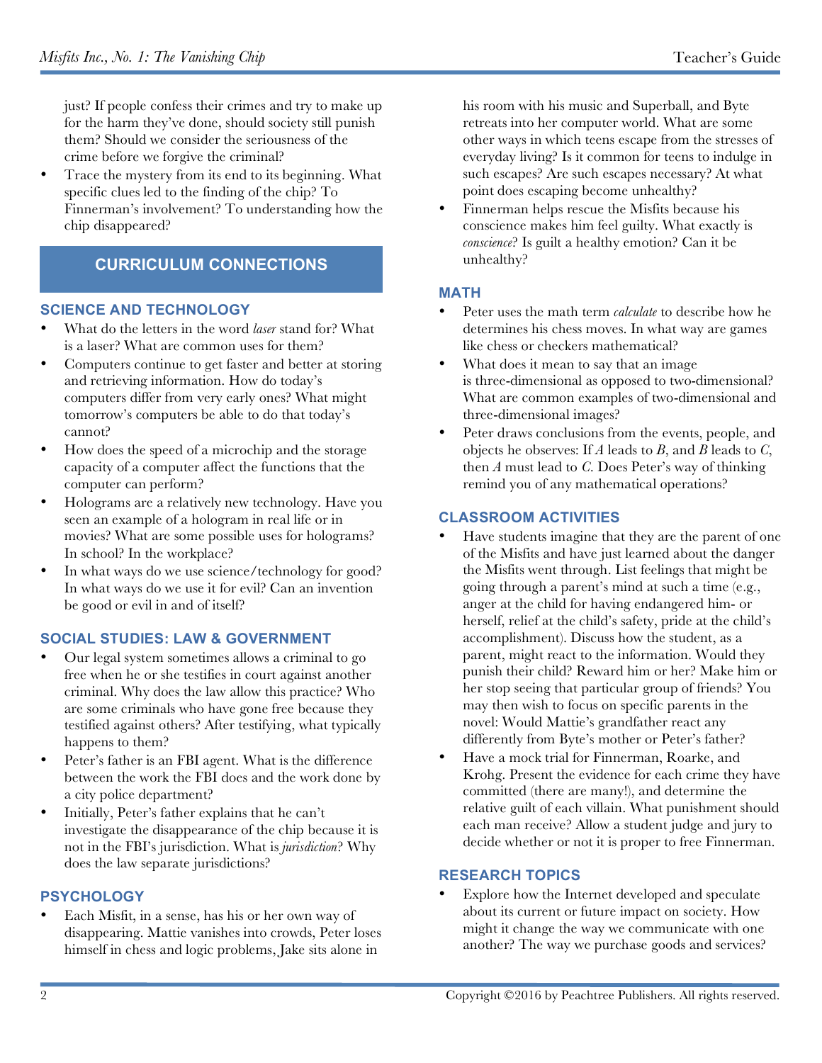just? If people confess their crimes and try to make up for the harm they've done, should society still punish them? Should we consider the seriousness of the crime before we forgive the criminal?

- Trace the mystery from its end to its beginning. What specific clues led to the finding of the chip? To Finnerman's involvement? To understanding how the chip disappeared?

## CURRICULUM CONNECTIONS

### SCIENCE AND TECHNOLOGY

- What do the letters in the word *laser* stand for? What is a laser? What are common uses for them?
- Computers continue to get faster and better at storing and retrieving information. How do today's computers differ from very early ones? What might tomorrow's computers be able to do that today's cannot?
- How does the speed of a microchip and the storage capacity of a computer affect the functions that the computer can perform?
- Holograms are a relatively new technology. Have you seen an example of a hologram in real life or in movies? What are some possible uses for holograms? In school? In the workplace?
- In what ways do we use science/technology for good? In what ways do we use it for evil? Can an invention be good or evil in and of itself?

### SOCIAL STUDIES: LAW & GOVERNMENT

- Our legal system sometimes allows a criminal to go free when he or she testifies in court against another criminal. Why does the law allow this practice? Who are some criminals who have gone free because they testified against others? After testifying, what typically happens to them?
- Peter's father is an FBI agent. What is the difference between the work the FBI does and the work done by a city police department?
- Initially, Peter's father explains that he can't investigate the disappearance of the chip because it is not in the FBI's jurisdiction. What is *jurisdiction*? Why does the law separate jurisdictions?

### PSYCHOLOGY

- Each Misfit, in a sense, has his or her own way of disappearing. Mattie vanishes into crowds, Peter loses himself in chess and logic problems, Jake sits alone in his room with his music and Superball, and Byte retreats into her computer world. What are some other ways in which teens escape from the stresses of everyday living? Is it common for teens to indulge in such escapes? Are such escapes necessary? At what point does escaping become unhealthy?
- Finnerman helps rescue the Misfits because his conscience makes him feel guilty. What exactly is *conscience*? Is guilt a healthy emotion? Can it be unhealthy?

### MATH

- Peter uses the math term *calculate* to describe how he determines his chess moves. In what way are games like chess or checkers mathematical?
- What does it mean to say that an image is three-dimensional as opposed to two-dimensional? What are common examples of two-dimensional and three-dimensional images?
- Peter draws conclusions from the events, people, and objects he observes: If *A* leads to *B*, and *B* leads to *C*, then *A* must lead to *C*. Does Peter's way of thinking remind you of any mathematical operations?

### CLASSROOM ACTIVITIES

- Have students imagine that they are the parent of one of the Misfits and have just learned about the danger the Misfits went through. List feelings that might be going through a parent's mind at such a time (e.g., anger at the child for having endangered him- or herself, relief at the child's safety, pride at the child's accomplishment). Discuss how the student, as a parent, might react to the information. Would they punish their child? Reward him or her? Make him or her stop seeing that particular group of friends? You may then wish to focus on specific parents in the novel: Would Mattie's grandfather react any differently from Byte's mother or Peter's father?
- Have a mock trial for Finnerman, Roarke, and Krohg. Present the evidence for each crime they have committed (there are many!), and determine the relative guilt of each villain. What punishment should each man receive? Allow a student judge and jury to decide whether or not it is proper to free Finnerman.

### RESEARCH TOPICS

- Explore how the Internet developed and speculate about its current or future impact on society. How might it change the way we communicate with one another? The way we purchase goods and services?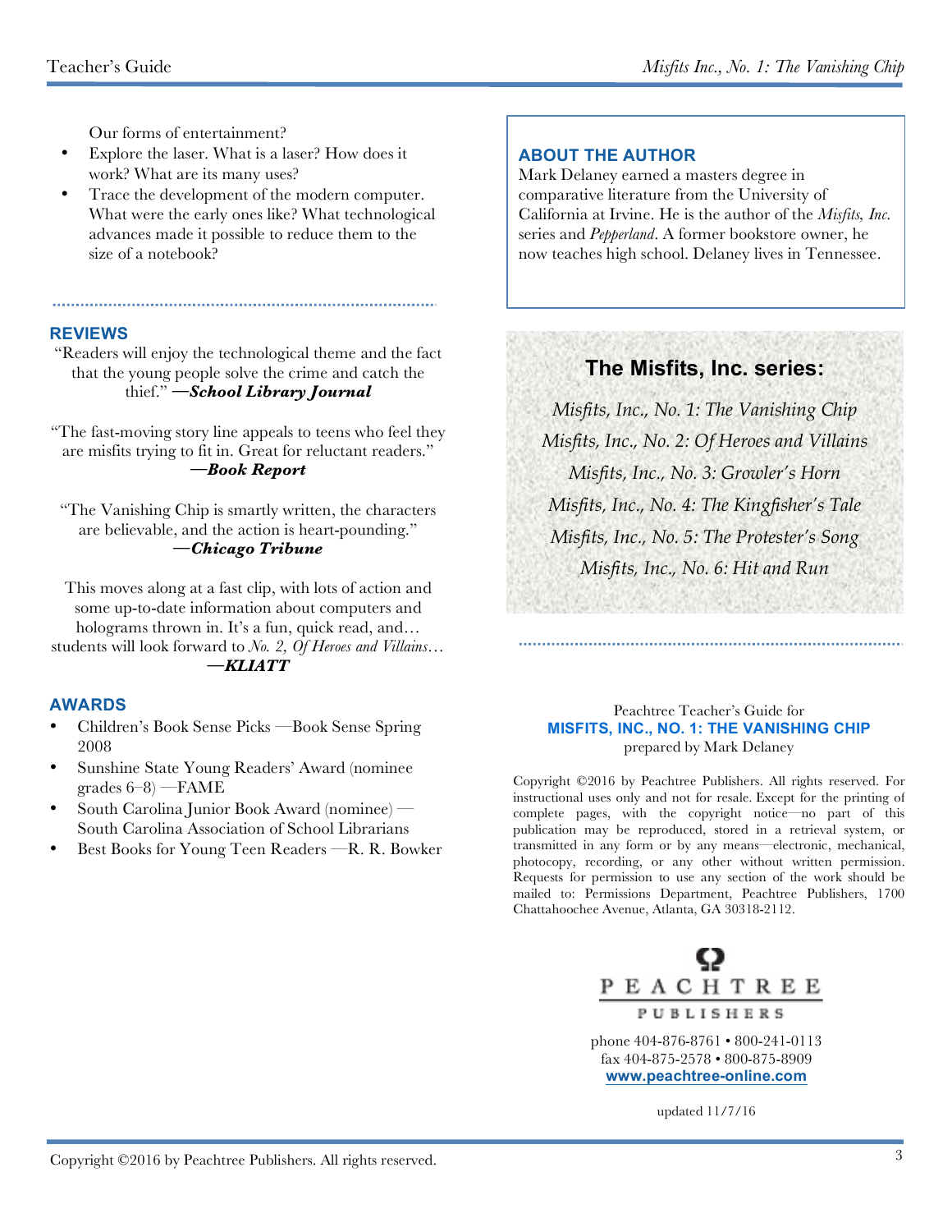Our forms of entertainment?

- Explore the laser. What is a laser? How does it work? What are its many uses?
- Trace the development of the modern computer. What were the early ones like? What technological advances made it possible to reduce them to the size of a notebook?

## REVIEWS

"Readers will enjoy the technological theme and the fact that the young people solve the crime and catch the thief." ***—School Library Journal***

"The fast-moving story line appeals to teens who feel they are misfits trying to fit in. Great for reluctant readers." ***—Book Report***

"The Vanishing Chip is smartly written, the characters are believable, and the action is heart-pounding." ***—Chicago Tribune***

This moves along at a fast clip, with lots of action and some up-to-date information about computers and holograms thrown in. It's a fun, quick read, and… students will look forward to *No. 2, Of Heroes and Villains*… ***—KLIATT***

## AWARDS

- Children's Book Sense Picks —Book Sense Spring 2008
- Sunshine State Young Readers' Award (nominee grades 6–8) —FAME
- South Carolina Junior Book Award (nominee) —South Carolina Association of School Librarians
- Best Books for Young Teen Readers —R. R. Bowker

## ABOUT THE AUTHOR

Mark Delaney earned a masters degree in comparative literature from the University of California at Irvine. He is the author of the *Misfits, Inc.* series and *Pepperland*. A former bookstore owner, he now teaches high school. Delaney lives in Tennessee.

## The Misfits, Inc. series:

*Misfits, Inc., No. 1: The Vanishing Chip*
*Misfits, Inc., No. 2: Of Heroes and Villains*
*Misfits, Inc., No. 3: Growler's Horn*
*Misfits, Inc., No. 4: The Kingfisher's Tale*
*Misfits, Inc., No. 5: The Protester's Song*
*Misfits, Inc., No. 6: Hit and Run*

Peachtree Teacher's Guide for
**MISFITS, INC., NO. 1: THE VANISHING CHIP**
prepared by Mark Delaney

Copyright ©2016 by Peachtree Publishers. All rights reserved. For instructional uses only and not for resale. Except for the printing of complete pages, with the copyright notice—no part of this publication may be reproduced, stored in a retrieval system, or transmitted in any form or by any means—electronic, mechanical, photocopy, recording, or any other without written permission. Requests for permission to use any section of the work should be mailed to: Permissions Department, Peachtree Publishers, 1700 Chattahoochee Avenue, Atlanta, GA 30318-2112.

PEACHTREE PUBLISHERS

phone 404-876-8761 • 800-241-0113
fax 404-875-2578 • 800-875-8909
www.peachtree-online.com

updated 11/7/16